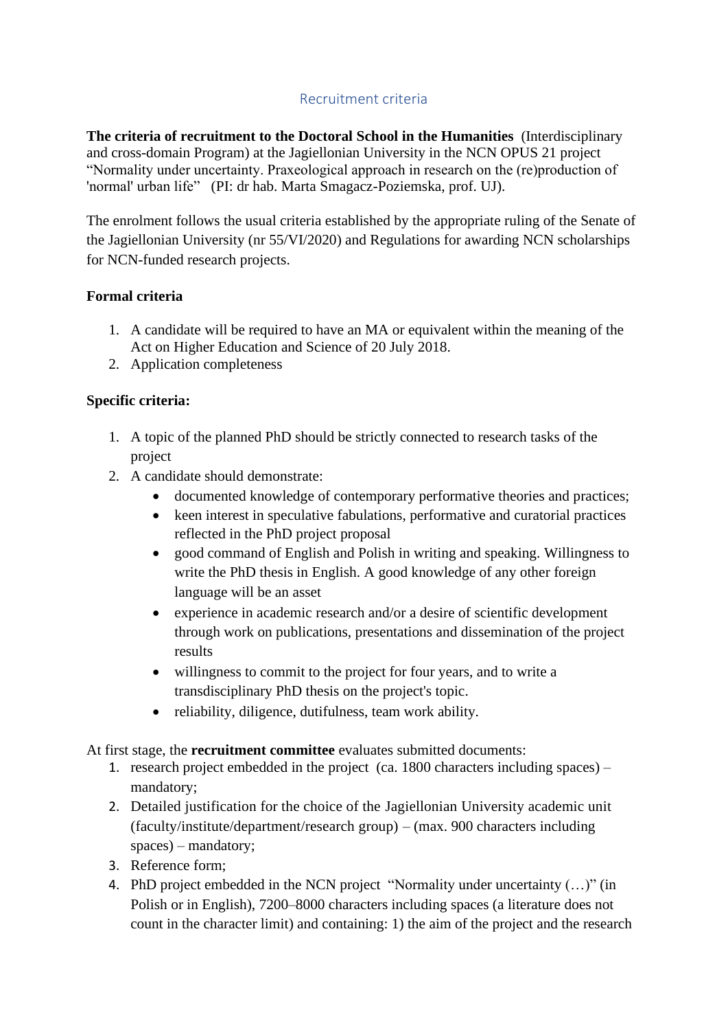# Recruitment criteria

**The criteria of recruitment to the Doctoral School in the Humanities** (Interdisciplinary and cross-domain Program) at the Jagiellonian University in the NCN OPUS 21 project "Normality under uncertainty. Praxeological approach in research on the (re)production of 'normal' urban life" (PI: dr hab. Marta Smagacz-Poziemska, prof. UJ).

The enrolment follows the usual criteria established by the appropriate ruling of the Senate of the Jagiellonian University (nr 55/VI/2020) and Regulations for awarding NCN scholarships for NCN-funded research projects.

**Formal criteria**

1. A candidate will be required to have an MA or equivalent within the meaning of the Act on Higher Education and Science of 20 July 2018.
2. Application completeness

**Specific criteria:**

1. A topic of the planned PhD should be strictly connected to research tasks of the project
2. A candidate should demonstrate:
   - documented knowledge of contemporary performative theories and practices;
   - keen interest in speculative fabulations, performative and curatorial practices reflected in the PhD project proposal
   - good command of English and Polish in writing and speaking. Willingness to write the PhD thesis in English. A good knowledge of any other foreign language will be an asset
   - experience in academic research and/or a desire of scientific development through work on publications, presentations and dissemination of the project results
   - willingness to commit to the project for four years, and to write a transdisciplinary PhD thesis on the project's topic.
   - reliability, diligence, dutifulness, team work ability.

At first stage, the **recruitment committee** evaluates submitted documents:

1. research project embedded in the project (ca. 1800 characters including spaces) – mandatory;
2. Detailed justification for the choice of the Jagiellonian University academic unit (faculty/institute/department/research group) – (max. 900 characters including spaces) – mandatory;
3. Reference form;
4. PhD project embedded in the NCN project "Normality under uncertainty (…)" (in Polish or in English), 7200–8000 characters including spaces (a literature does not count in the character limit) and containing: 1) the aim of the project and the research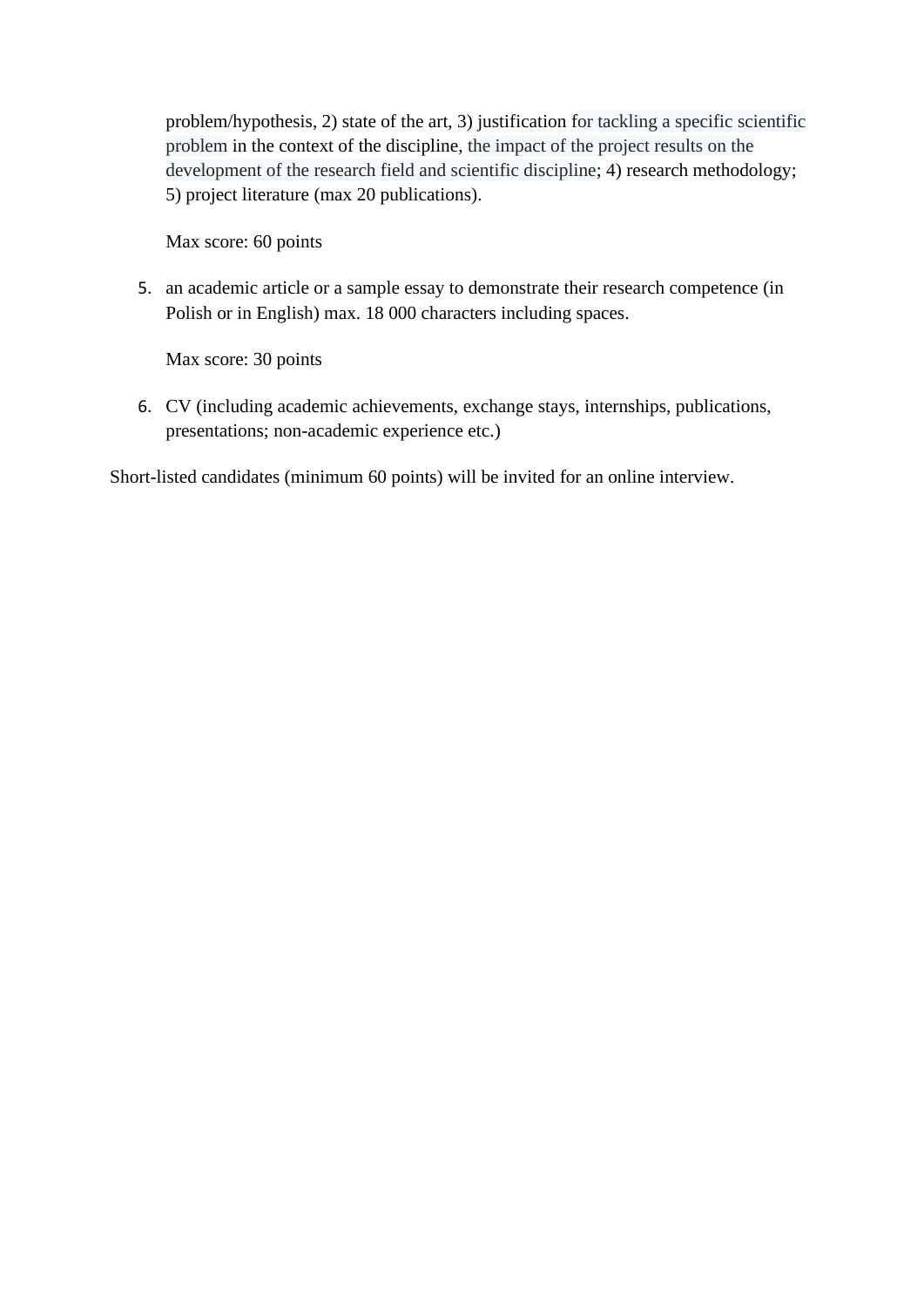problem/hypothesis, 2) state of the art, 3) justification for tackling a specific scientific problem in the context of the discipline, the impact of the project results on the development of the research field and scientific discipline; 4) research methodology; 5) project literature (max 20 publications).

   Max score: 60 points

5. an academic article or a sample essay to demonstrate their research competence (in Polish or in English) max. 18 000 characters including spaces.

   Max score: 30 points

6. CV (including academic achievements, exchange stays, internships, publications, presentations; non-academic experience etc.)

Short-listed candidates (minimum 60 points) will be invited for an online interview.